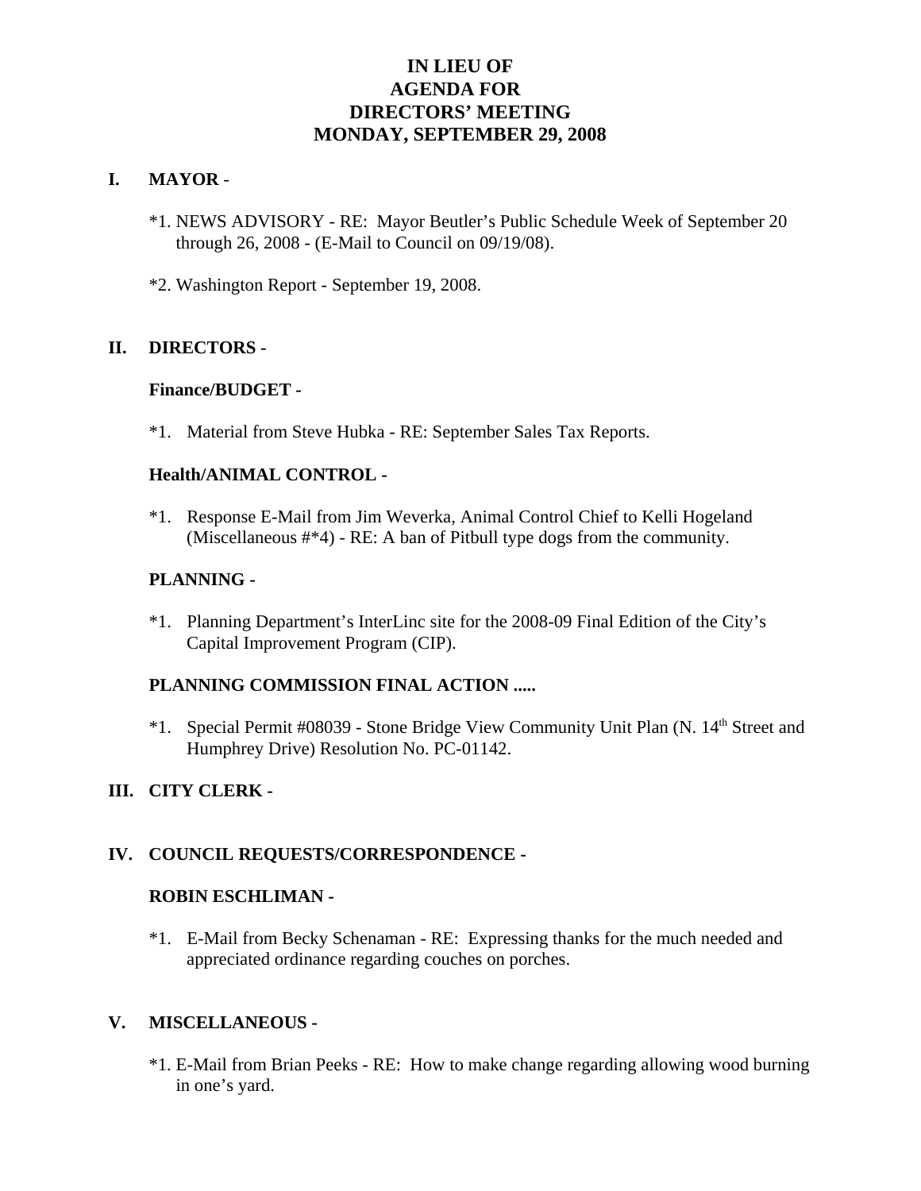# IN LIEU OF
# AGENDA FOR
# DIRECTORS' MEETING
# MONDAY, SEPTEMBER 29, 2008

## I. MAYOR -

*1. NEWS ADVISORY - RE: Mayor Beutler's Public Schedule Week of September 20 through 26, 2008 - (E-Mail to Council on 09/19/08).

*2. Washington Report - September 19, 2008.

## II. DIRECTORS -

### Finance/BUDGET -

*1. Material from Steve Hubka - RE: September Sales Tax Reports.

### Health/ANIMAL CONTROL -

*1. Response E-Mail from Jim Weverka, Animal Control Chief to Kelli Hogeland (Miscellaneous #*4) - RE: A ban of Pitbull type dogs from the community.

### PLANNING -

*1. Planning Department's InterLinc site for the 2008-09 Final Edition of the City's Capital Improvement Program (CIP).

### PLANNING COMMISSION FINAL ACTION .....

*1. Special Permit #08039 - Stone Bridge View Community Unit Plan (N. 14th Street and Humphrey Drive) Resolution No. PC-01142.

## III. CITY CLERK -

## IV. COUNCIL REQUESTS/CORRESPONDENCE -

### ROBIN ESCHLIMAN -

*1. E-Mail from Becky Schenaman - RE: Expressing thanks for the much needed and appreciated ordinance regarding couches on porches.

## V. MISCELLANEOUS -

*1. E-Mail from Brian Peeks - RE: How to make change regarding allowing wood burning in one's yard.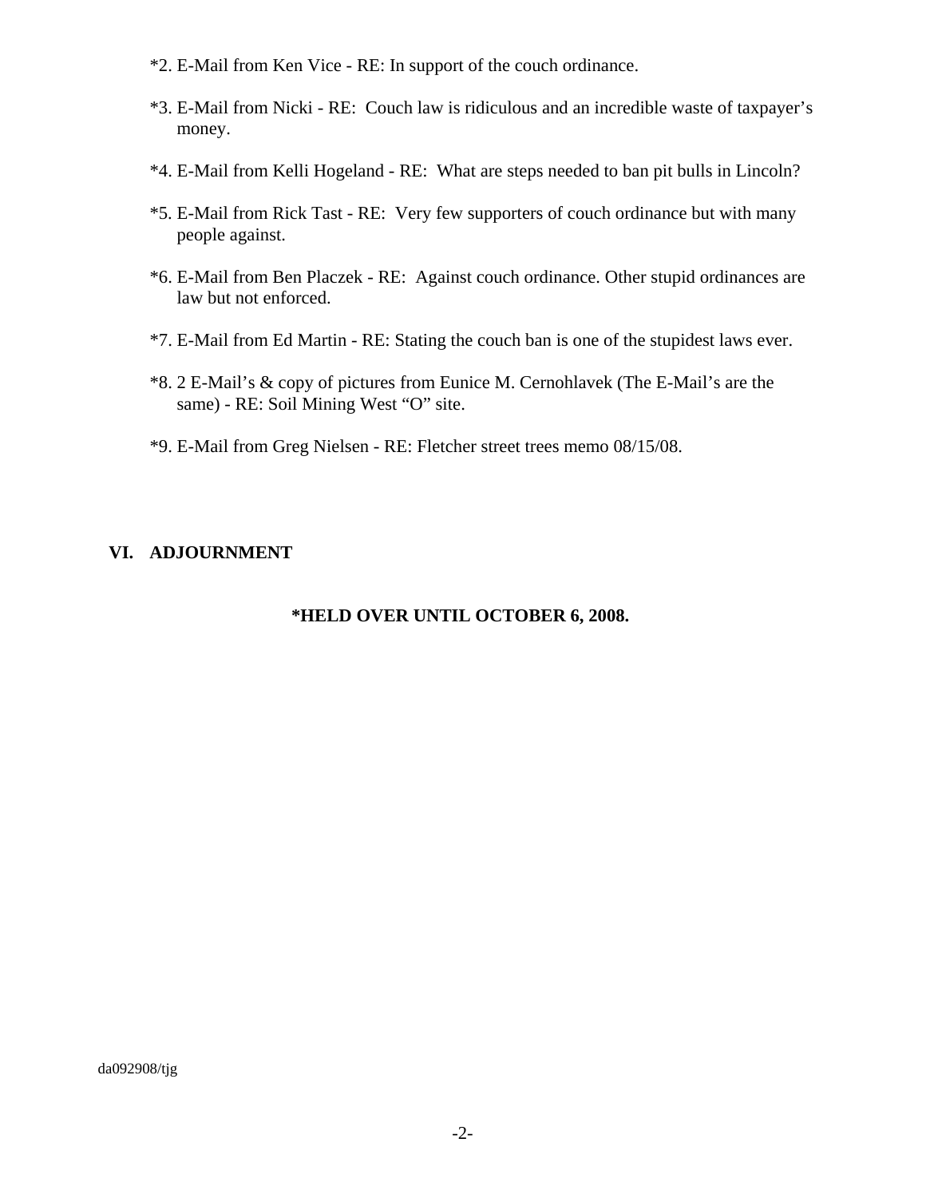*2. E-Mail from Ken Vice - RE: In support of the couch ordinance.

*3. E-Mail from Nicki - RE: Couch law is ridiculous and an incredible waste of taxpayer's money.

*4. E-Mail from Kelli Hogeland - RE: What are steps needed to ban pit bulls in Lincoln?

*5. E-Mail from Rick Tast - RE: Very few supporters of couch ordinance but with many people against.

*6. E-Mail from Ben Placzek - RE: Against couch ordinance. Other stupid ordinances are law but not enforced.

*7. E-Mail from Ed Martin - RE: Stating the couch ban is one of the stupidest laws ever.

*8. 2 E-Mail's & copy of pictures from Eunice M. Cernohlavek (The E-Mail's are the same) - RE: Soil Mining West "O" site.

*9. E-Mail from Greg Nielsen - RE: Fletcher street trees memo 08/15/08.

## VI. ADJOURNMENT

**\*HELD OVER UNTIL OCTOBER 6, 2008.**

da092908/tjg